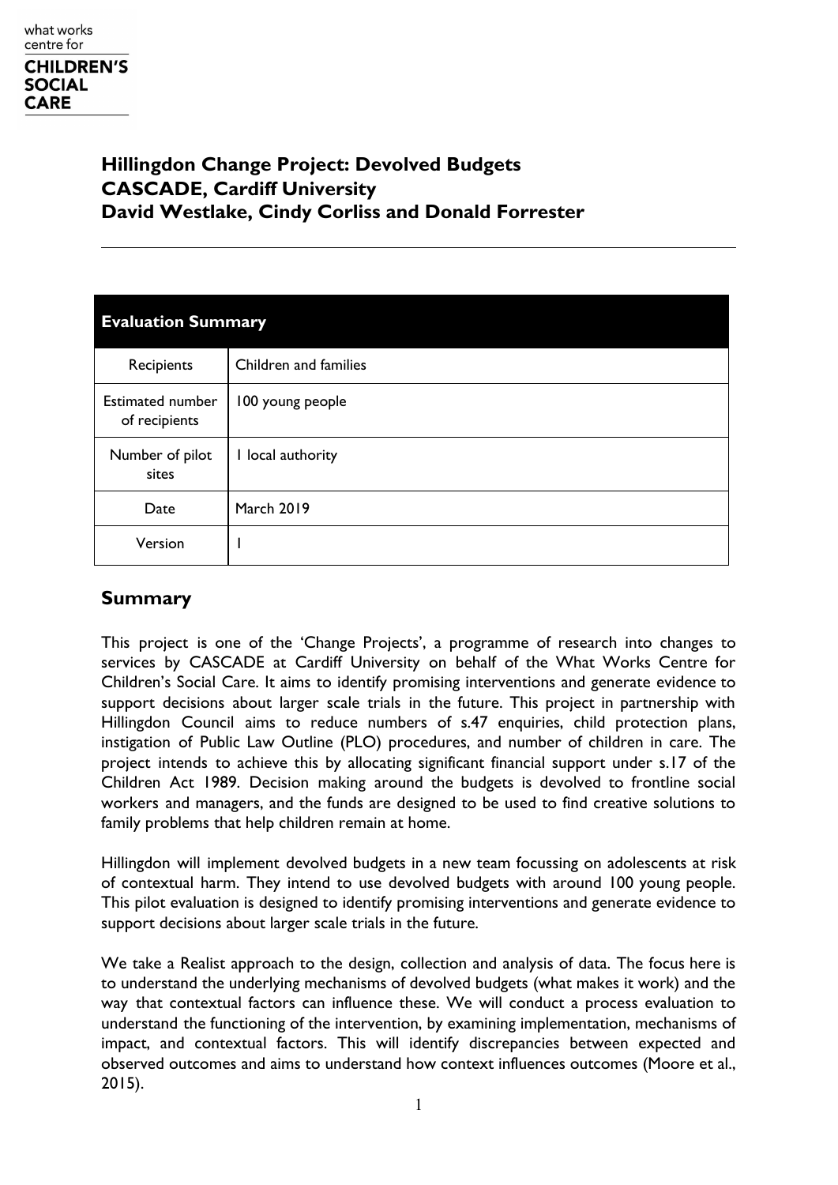what works centre for
**CHILDREN'S SOCIAL CARE**

# Hillingdon Change Project: Devolved Budgets
# CASCADE, Cardiff University
# David Westlake, Cindy Corliss and Donald Forrester

---

| **Evaluation Summary** | |
|---|---|
| Recipients | Children and families |
| Estimated number of recipients | 100 young people |
| Number of pilot sites | 1 local authority |
| Date | March 2019 |
| Version | 1 |

## Summary

This project is one of the 'Change Projects', a programme of research into changes to services by CASCADE at Cardiff University on behalf of the What Works Centre for Children's Social Care. It aims to identify promising interventions and generate evidence to support decisions about larger scale trials in the future. This project in partnership with Hillingdon Council aims to reduce numbers of s.47 enquiries, child protection plans, instigation of Public Law Outline (PLO) procedures, and number of children in care. The project intends to achieve this by allocating significant financial support under s.17 of the Children Act 1989. Decision making around the budgets is devolved to frontline social workers and managers, and the funds are designed to be used to find creative solutions to family problems that help children remain at home.

Hillingdon will implement devolved budgets in a new team focussing on adolescents at risk of contextual harm. They intend to use devolved budgets with around 100 young people. This pilot evaluation is designed to identify promising interventions and generate evidence to support decisions about larger scale trials in the future.

We take a Realist approach to the design, collection and analysis of data. The focus here is to understand the underlying mechanisms of devolved budgets (what makes it work) and the way that contextual factors can influence these. We will conduct a process evaluation to understand the functioning of the intervention, by examining implementation, mechanisms of impact, and contextual factors. This will identify discrepancies between expected and observed outcomes and aims to understand how context influences outcomes (Moore et al., 2015).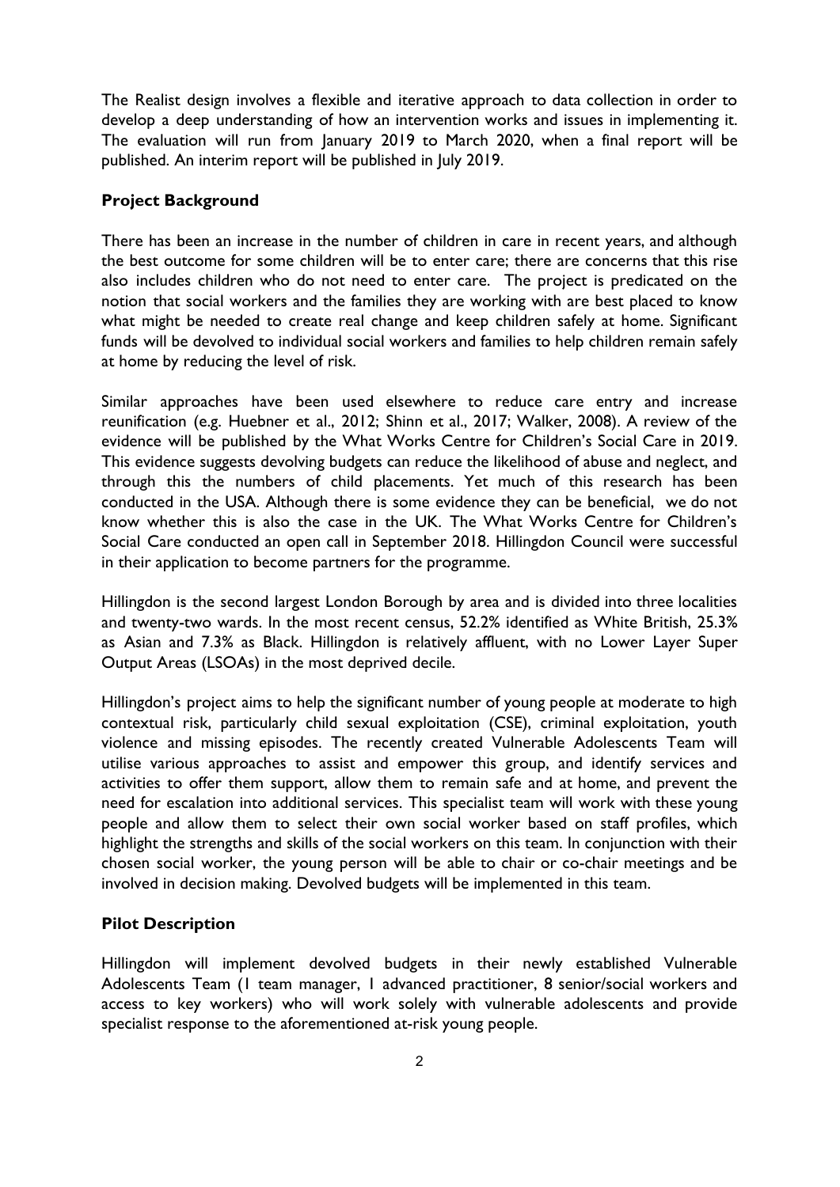The Realist design involves a flexible and iterative approach to data collection in order to develop a deep understanding of how an intervention works and issues in implementing it. The evaluation will run from January 2019 to March 2020, when a final report will be published. An interim report will be published in July 2019.

## Project Background

There has been an increase in the number of children in care in recent years, and although the best outcome for some children will be to enter care; there are concerns that this rise also includes children who do not need to enter care. The project is predicated on the notion that social workers and the families they are working with are best placed to know what might be needed to create real change and keep children safely at home. Significant funds will be devolved to individual social workers and families to help children remain safely at home by reducing the level of risk.

Similar approaches have been used elsewhere to reduce care entry and increase reunification (e.g. Huebner et al., 2012; Shinn et al., 2017; Walker, 2008). A review of the evidence will be published by the What Works Centre for Children's Social Care in 2019. This evidence suggests devolving budgets can reduce the likelihood of abuse and neglect, and through this the numbers of child placements. Yet much of this research has been conducted in the USA. Although there is some evidence they can be beneficial, we do not know whether this is also the case in the UK. The What Works Centre for Children's Social Care conducted an open call in September 2018. Hillingdon Council were successful in their application to become partners for the programme.

Hillingdon is the second largest London Borough by area and is divided into three localities and twenty-two wards. In the most recent census, 52.2% identified as White British, 25.3% as Asian and 7.3% as Black. Hillingdon is relatively affluent, with no Lower Layer Super Output Areas (LSOAs) in the most deprived decile.

Hillingdon's project aims to help the significant number of young people at moderate to high contextual risk, particularly child sexual exploitation (CSE), criminal exploitation, youth violence and missing episodes. The recently created Vulnerable Adolescents Team will utilise various approaches to assist and empower this group, and identify services and activities to offer them support, allow them to remain safe and at home, and prevent the need for escalation into additional services. This specialist team will work with these young people and allow them to select their own social worker based on staff profiles, which highlight the strengths and skills of the social workers on this team. In conjunction with their chosen social worker, the young person will be able to chair or co-chair meetings and be involved in decision making. Devolved budgets will be implemented in this team.

## Pilot Description

Hillingdon will implement devolved budgets in their newly established Vulnerable Adolescents Team (1 team manager, 1 advanced practitioner, 8 senior/social workers and access to key workers) who will work solely with vulnerable adolescents and provide specialist response to the aforementioned at-risk young people.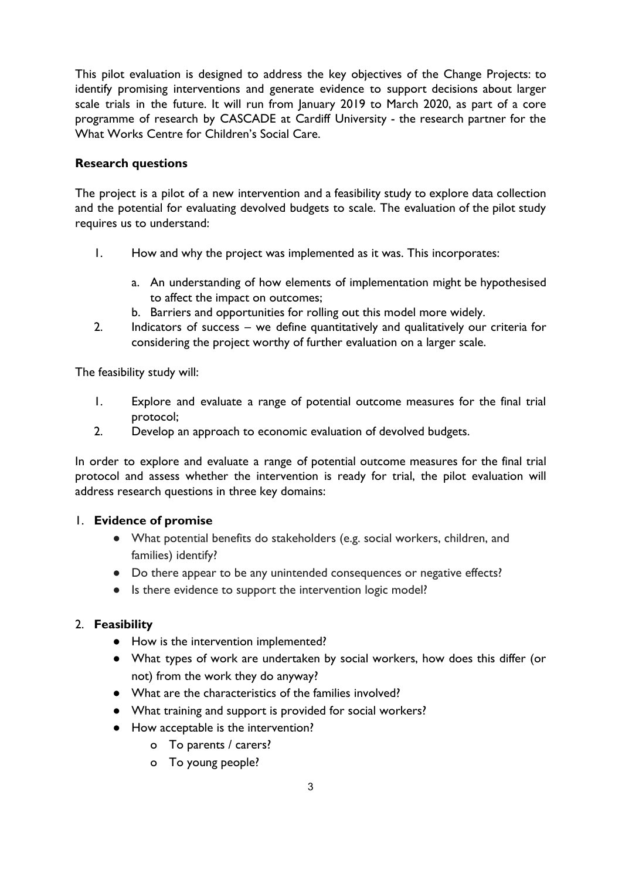This pilot evaluation is designed to address the key objectives of the Change Projects: to identify promising interventions and generate evidence to support decisions about larger scale trials in the future. It will run from January 2019 to March 2020, as part of a core programme of research by CASCADE at Cardiff University - the research partner for the What Works Centre for Children's Social Care.

**Research questions**

The project is a pilot of a new intervention and a feasibility study to explore data collection and the potential for evaluating devolved budgets to scale. The evaluation of the pilot study requires us to understand:

1. How and why the project was implemented as it was. This incorporates:
    a. An understanding of how elements of implementation might be hypothesised to affect the impact on outcomes;
    b. Barriers and opportunities for rolling out this model more widely.
2. Indicators of success – we define quantitatively and qualitatively our criteria for considering the project worthy of further evaluation on a larger scale.

The feasibility study will:

1. Explore and evaluate a range of potential outcome measures for the final trial protocol;
2. Develop an approach to economic evaluation of devolved budgets.

In order to explore and evaluate a range of potential outcome measures for the final trial protocol and assess whether the intervention is ready for trial, the pilot evaluation will address research questions in three key domains:

1. **Evidence of promise**
    - What potential benefits do stakeholders (e.g. social workers, children, and families) identify?
    - Do there appear to be any unintended consequences or negative effects?
    - Is there evidence to support the intervention logic model?

2. **Feasibility**
    - How is the intervention implemented?
    - What types of work are undertaken by social workers, how does this differ (or not) from the work they do anyway?
    - What are the characteristics of the families involved?
    - What training and support is provided for social workers?
    - How acceptable is the intervention?
        - To parents / carers?
        - To young people?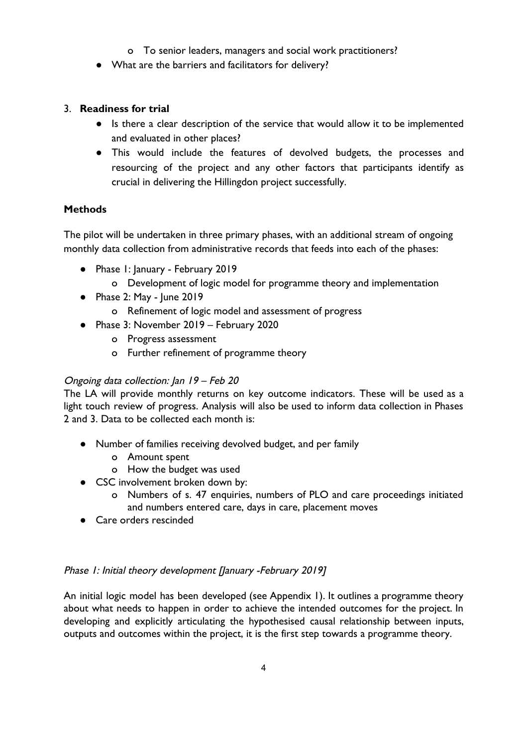- To senior leaders, managers and social work practitioners?
- What are the barriers and facilitators for delivery?

3. **Readiness for trial**
    - Is there a clear description of the service that would allow it to be implemented and evaluated in other places?
    - This would include the features of devolved budgets, the processes and resourcing of the project and any other factors that participants identify as crucial in delivering the Hillingdon project successfully.

**Methods**

The pilot will be undertaken in three primary phases, with an additional stream of ongoing monthly data collection from administrative records that feeds into each of the phases:

- Phase 1: January - February 2019
    - Development of logic model for programme theory and implementation
- Phase 2: May - June 2019
    - Refinement of logic model and assessment of progress
- Phase 3: November 2019 – February 2020
    - Progress assessment
    - Further refinement of programme theory

*Ongoing data collection: Jan 19 – Feb 20*

The LA will provide monthly returns on key outcome indicators. These will be used as a light touch review of progress. Analysis will also be used to inform data collection in Phases 2 and 3. Data to be collected each month is:

- Number of families receiving devolved budget, and per family
    - Amount spent
    - How the budget was used
- CSC involvement broken down by:
    - Numbers of s. 47 enquiries, numbers of PLO and care proceedings initiated and numbers entered care, days in care, placement moves
- Care orders rescinded

*Phase 1: Initial theory development [January -February 2019]*

An initial logic model has been developed (see Appendix 1). It outlines a programme theory about what needs to happen in order to achieve the intended outcomes for the project. In developing and explicitly articulating the hypothesised causal relationship between inputs, outputs and outcomes within the project, it is the first step towards a programme theory.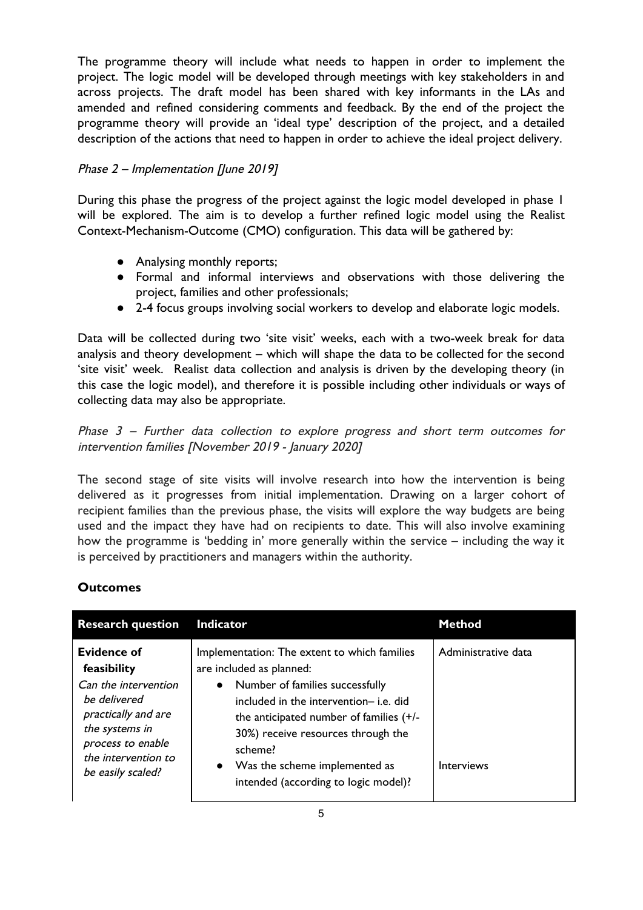The programme theory will include what needs to happen in order to implement the project. The logic model will be developed through meetings with key stakeholders in and across projects. The draft model has been shared with key informants in the LAs and amended and refined considering comments and feedback. By the end of the project the programme theory will provide an 'ideal type' description of the project, and a detailed description of the actions that need to happen in order to achieve the ideal project delivery.

*Phase 2 – Implementation [June 2019]*

During this phase the progress of the project against the logic model developed in phase 1 will be explored. The aim is to develop a further refined logic model using the Realist Context-Mechanism-Outcome (CMO) configuration. This data will be gathered by:

- Analysing monthly reports;
- Formal and informal interviews and observations with those delivering the project, families and other professionals;
- 2-4 focus groups involving social workers to develop and elaborate logic models.

Data will be collected during two 'site visit' weeks, each with a two-week break for data analysis and theory development – which will shape the data to be collected for the second 'site visit' week. Realist data collection and analysis is driven by the developing theory (in this case the logic model), and therefore it is possible including other individuals or ways of collecting data may also be appropriate.

*Phase 3 – Further data collection to explore progress and short term outcomes for intervention families [November 2019 - January 2020]*

The second stage of site visits will involve research into how the intervention is being delivered as it progresses from initial implementation. Drawing on a larger cohort of recipient families than the previous phase, the visits will explore the way budgets are being used and the impact they have had on recipients to date. This will also involve examining how the programme is 'bedding in' more generally within the service – including the way it is perceived by practitioners and managers within the authority.

## Outcomes

| Research question | Indicator | Method |
|---|---|---|
| **Evidence of feasibility**<br>*Can the intervention be delivered practically and are the systems in process to enable the intervention to be easily scaled?* | Implementation: The extent to which families are included as planned:<br>• Number of families successfully included in the intervention– i.e. did the anticipated number of families (+/- 30%) receive resources through the scheme?<br>• Was the scheme implemented as intended (according to logic model)? | Administrative data<br><br><br><br><br>Interviews |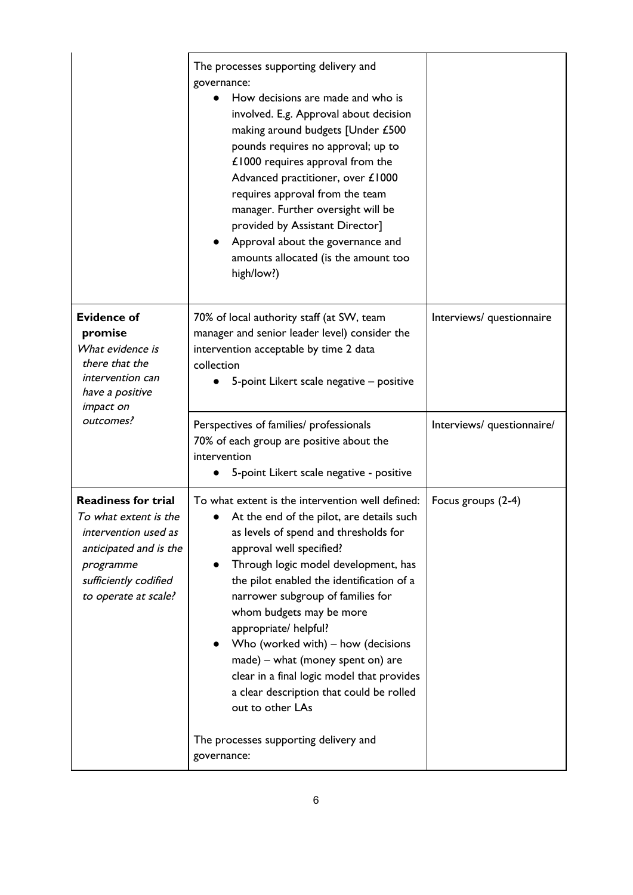| | | |
|---|---|---|
| | The processes supporting delivery and governance:<br>• How decisions are made and who is involved. E.g. Approval about decision making around budgets [Under £500 pounds requires no approval; up to £1000 requires approval from the Advanced practitioner, over £1000 requires approval from the team manager. Further oversight will be provided by Assistant Director]<br>• Approval about the governance and amounts allocated (is the amount too high/low?) | |
| **Evidence of promise**<br>*What evidence is there that the intervention can have a positive impact on outcomes?* | 70% of local authority staff (at SW, team manager and senior leader level) consider the intervention acceptable by time 2 data collection<br>• 5-point Likert scale negative – positive | Interviews/ questionnaire |
| | Perspectives of families/ professionals<br>70% of each group are positive about the intervention<br>• 5-point Likert scale negative - positive | Interviews/ questionnaire/ |
| **Readiness for trial**<br>*To what extent is the intervention used as anticipated and is the programme sufficiently codified to operate at scale?* | To what extent is the intervention well defined:<br>• At the end of the pilot, are details such as levels of spend and thresholds for approval well specified?<br>• Through logic model development, has the pilot enabled the identification of a narrower subgroup of families for whom budgets may be more appropriate/ helpful?<br>• Who (worked with) – how (decisions made) – what (money spent on) are clear in a final logic model that provides a clear description that could be rolled out to other LAs<br><br>The processes supporting delivery and governance: | Focus groups (2-4) |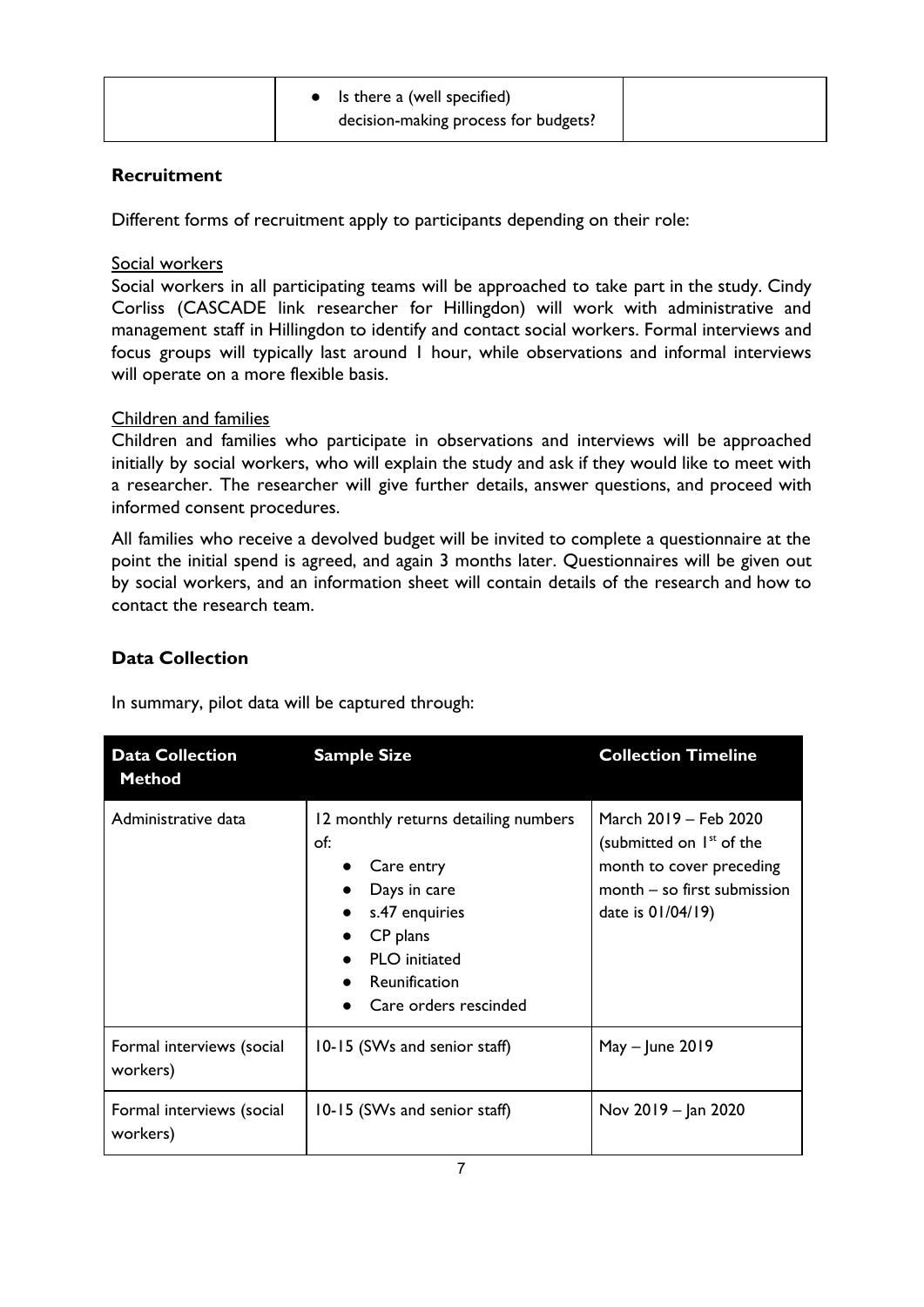| | • Is there a (well specified) decision-making process for budgets? | |
|---|---|---|

## Recruitment

Different forms of recruitment apply to participants depending on their role:

<u>Social workers</u>

Social workers in all participating teams will be approached to take part in the study. Cindy Corliss (CASCADE link researcher for Hillingdon) will work with administrative and management staff in Hillingdon to identify and contact social workers. Formal interviews and focus groups will typically last around 1 hour, while observations and informal interviews will operate on a more flexible basis.

<u>Children and families</u>

Children and families who participate in observations and interviews will be approached initially by social workers, who will explain the study and ask if they would like to meet with a researcher. The researcher will give further details, answer questions, and proceed with informed consent procedures.

All families who receive a devolved budget will be invited to complete a questionnaire at the point the initial spend is agreed, and again 3 months later. Questionnaires will be given out by social workers, and an information sheet will contain details of the research and how to contact the research team.

## Data Collection

In summary, pilot data will be captured through:

| Data Collection Method | Sample Size | Collection Timeline |
|---|---|---|
| Administrative data | 12 monthly returns detailing numbers of:<br>• Care entry<br>• Days in care<br>• s.47 enquiries<br>• CP plans<br>• PLO initiated<br>• Reunification<br>• Care orders rescinded | March 2019 – Feb 2020 (submitted on 1st of the month to cover preceding month – so first submission date is 01/04/19) |
| Formal interviews (social workers) | 10-15 (SWs and senior staff) | May – June 2019 |
| Formal interviews (social workers) | 10-15 (SWs and senior staff) | Nov 2019 – Jan 2020 |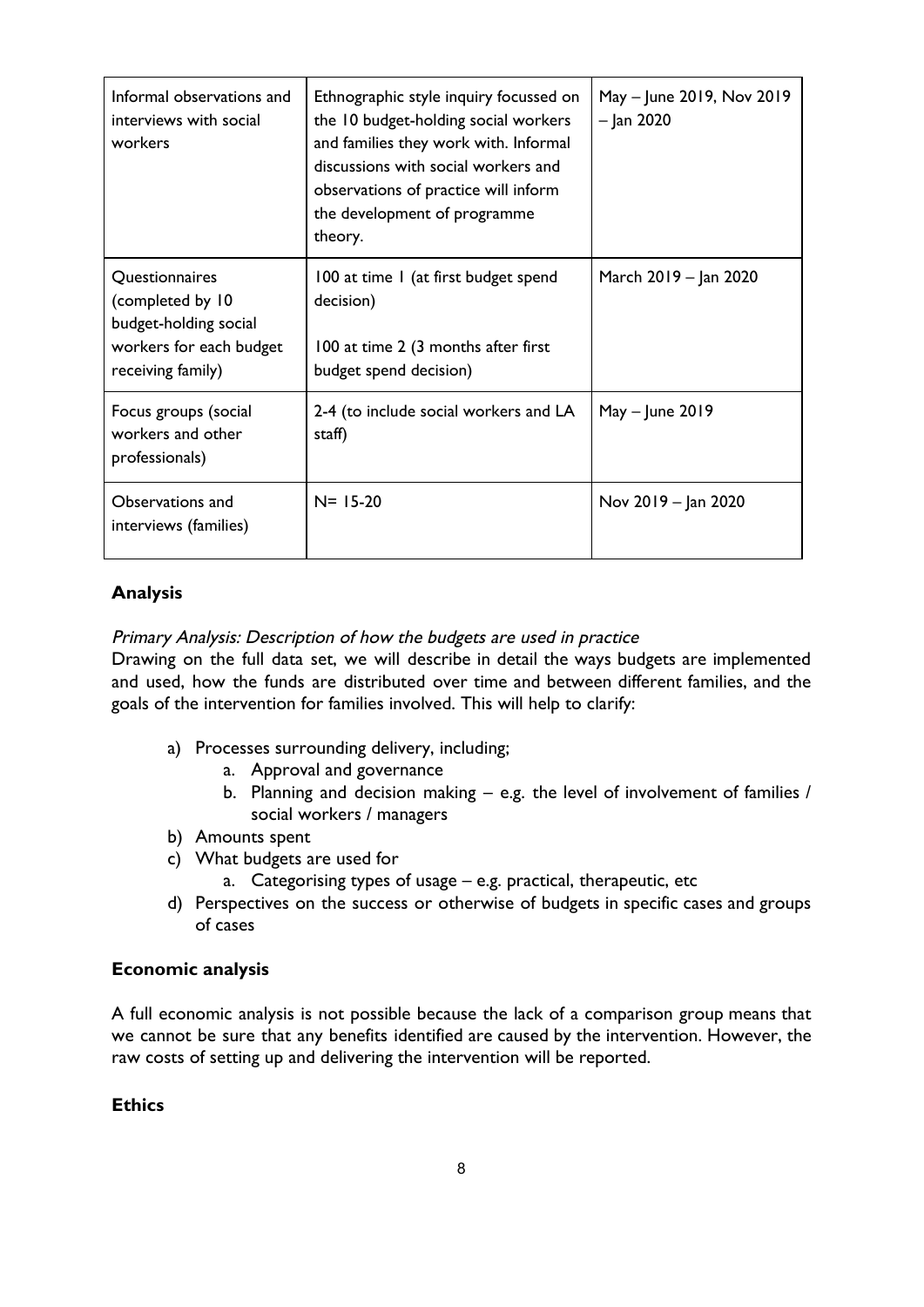| Informal observations and interviews with social workers | Ethnographic style inquiry focussed on the 10 budget-holding social workers and families they work with. Informal discussions with social workers and observations of practice will inform the development of programme theory. | May – June 2019, Nov 2019 – Jan 2020 |
|---|---|---|
| Questionnaires (completed by 10 budget-holding social workers for each budget receiving family) | 100 at time 1 (at first budget spend decision)<br><br>100 at time 2 (3 months after first budget spend decision) | March 2019 – Jan 2020 |
| Focus groups (social workers and other professionals) | 2-4 (to include social workers and LA staff) | May – June 2019 |
| Observations and interviews (families) | N= 15-20 | Nov 2019 – Jan 2020 |

## Analysis

*Primary Analysis: Description of how the budgets are used in practice*

Drawing on the full data set, we will describe in detail the ways budgets are implemented and used, how the funds are distributed over time and between different families, and the goals of the intervention for families involved. This will help to clarify:

a) Processes surrounding delivery, including;
    a. Approval and governance
    b. Planning and decision making – e.g. the level of involvement of families / social workers / managers
b) Amounts spent
c) What budgets are used for
    a. Categorising types of usage – e.g. practical, therapeutic, etc
d) Perspectives on the success or otherwise of budgets in specific cases and groups of cases

## Economic analysis

A full economic analysis is not possible because the lack of a comparison group means that we cannot be sure that any benefits identified are caused by the intervention. However, the raw costs of setting up and delivering the intervention will be reported.

## Ethics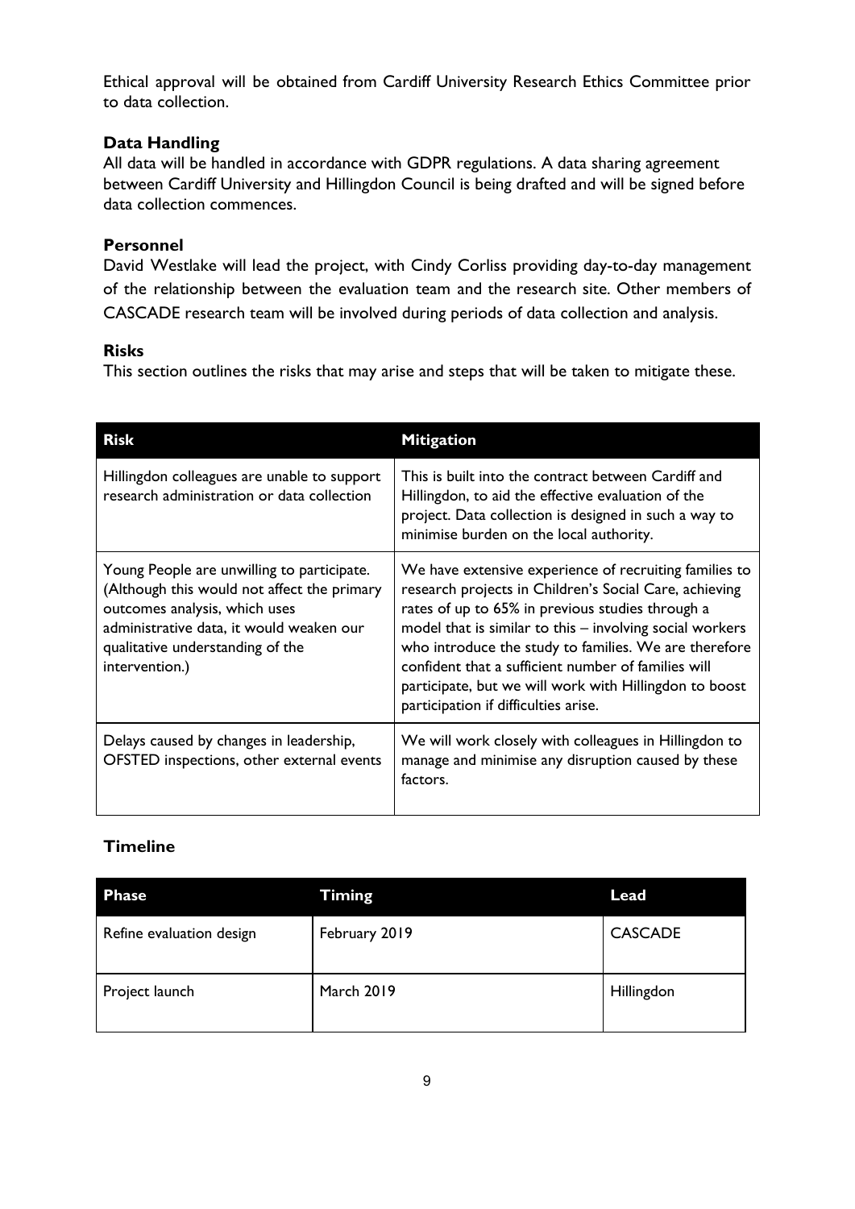Ethical approval will be obtained from Cardiff University Research Ethics Committee prior to data collection.

### Data Handling

All data will be handled in accordance with GDPR regulations. A data sharing agreement between Cardiff University and Hillingdon Council is being drafted and will be signed before data collection commences.

### Personnel

David Westlake will lead the project, with Cindy Corliss providing day-to-day management of the relationship between the evaluation team and the research site. Other members of CASCADE research team will be involved during periods of data collection and analysis.

### Risks

This section outlines the risks that may arise and steps that will be taken to mitigate these.

| Risk | Mitigation |
| --- | --- |
| Hillingdon colleagues are unable to support research administration or data collection | This is built into the contract between Cardiff and Hillingdon, to aid the effective evaluation of the project. Data collection is designed in such a way to minimise burden on the local authority. |
| Young People are unwilling to participate. (Although this would not affect the primary outcomes analysis, which uses administrative data, it would weaken our qualitative understanding of the intervention.) | We have extensive experience of recruiting families to research projects in Children's Social Care, achieving rates of up to 65% in previous studies through a model that is similar to this – involving social workers who introduce the study to families. We are therefore confident that a sufficient number of families will participate, but we will work with Hillingdon to boost participation if difficulties arise. |
| Delays caused by changes in leadership, OFSTED inspections, other external events | We will work closely with colleagues in Hillingdon to manage and minimise any disruption caused by these factors. |

### Timeline

| Phase | Timing | Lead |
| --- | --- | --- |
| Refine evaluation design | February 2019 | CASCADE |
| Project launch | March 2019 | Hillingdon |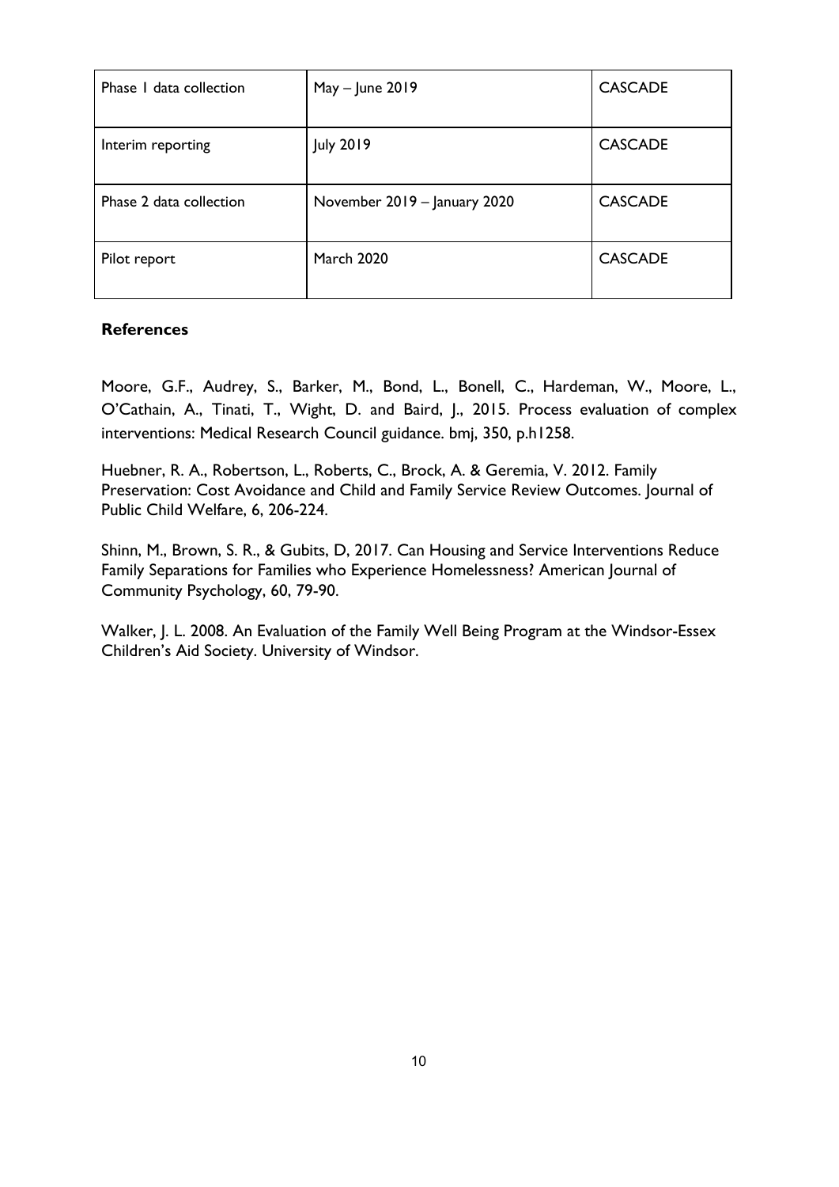| Phase 1 data collection | May – June 2019 | CASCADE |
| --- | --- | --- |
| Interim reporting | July 2019 | CASCADE |
| Phase 2 data collection | November 2019 – January 2020 | CASCADE |
| Pilot report | March 2020 | CASCADE |

**References**

Moore, G.F., Audrey, S., Barker, M., Bond, L., Bonell, C., Hardeman, W., Moore, L., O'Cathain, A., Tinati, T., Wight, D. and Baird, J., 2015. Process evaluation of complex interventions: Medical Research Council guidance. bmj, 350, p.h1258.

Huebner, R. A., Robertson, L., Roberts, C., Brock, A. & Geremia, V. 2012. Family Preservation: Cost Avoidance and Child and Family Service Review Outcomes. Journal of Public Child Welfare, 6, 206-224.

Shinn, M., Brown, S. R., & Gubits, D, 2017. Can Housing and Service Interventions Reduce Family Separations for Families who Experience Homelessness? American Journal of Community Psychology, 60, 79-90.

Walker, J. L. 2008. An Evaluation of the Family Well Being Program at the Windsor-Essex Children's Aid Society. University of Windsor.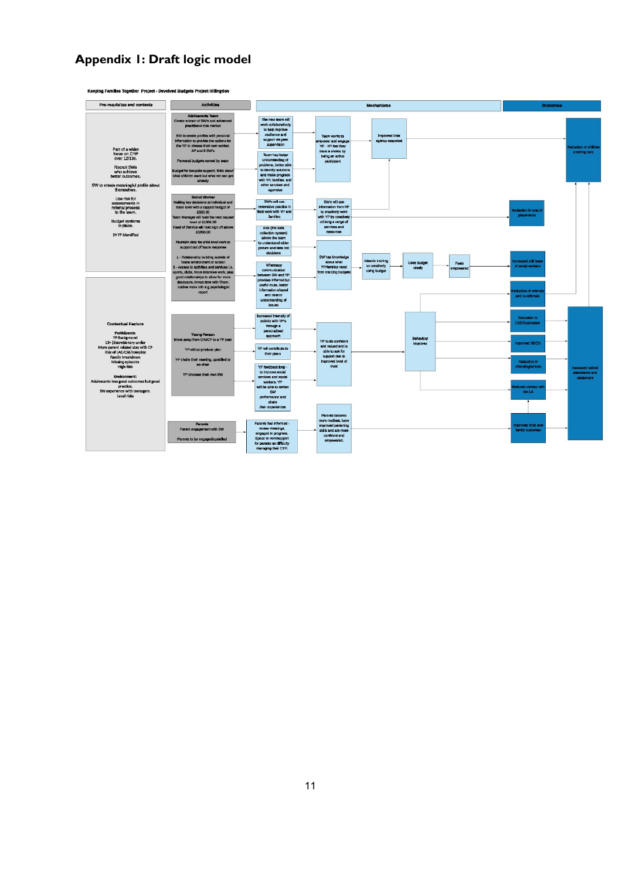## Appendix 1: Draft logic model

Keeping Families Together Project - Devolved Budgets Project Hillingdon

Pre-requisites and contexts

Activities

Mechanisms

Outcomes

Part of a wider focus on CYP over 12/13s.

Recruit SWs who achieve better outcomes.

SW to create meaningful profile about themselves.

Use risk for assessments in referral process to the team.

Budget systems in place.

59 YP identified

Contextual Factors

Participants:
YP Background
13+ (discretionary under
More parent related stay with CP
Risk of LAC/CSE/complex
Family breakdown
Missing episodes
High Risk

Environment:
Adolescents less good outcomes but good practice.
SW experience with teenagers.
Local risks

Adolescents Team
Create a team of SWs and advanced practitioner role mentor

SW to create profiles with personal information to provide the options for the YP to choose their own worker. AP and 8 SW's

Personal budgets owned by team

Budget for bespoke support, think about what children want but what we can get already

Social Worker
Making key decisions at individual and team level with a capped budget of £500.00
Team Manager will hold the next capped level of £1000.00
Head of Service will hold sign off above £1000.00

Maintain data for child level work to support out of hours response

1 - Relationship building outside of home environment or school
2 - Access to activities and services i.e. sports, clubs. More intensive work, plus good relationships to allow for more disclosure. Invest time with Them. Gather more info e.g psychologist report

Young Person
Move away from CIN/CP to a YP plan

YP will co-produce plan

YP chairs their meeting, upskilled or co-chair

YP chooses their own SW

Parents
Parent engagement with SW

Parents to be engaged/upskilled

The new team will work collaboratively to help improve resilience and support via peer supervision

Team has better understanding of problems, better able to identify solutions and make progress with YP, families, and other services and agencies

SW's will use restorative practice in their work with YP and families

Axis (the data collection system) allows the team to understand wider picture and data led decisions

Whatsapp communication between SW and YP provides informal but useful route, better information shared and clearer understanding of issues

Increased intensity of activity with YP's through a personalised approach

YP will contribute to their plans

YP feedback loop - to improve social services and social workers. YP will be able to review SW performance and share their experiences

Parents feel informed - review meetings, engaged in progress. Space to vent/support for parents as difficulty managing their CYP.

Team works to empower and engage YP - YP feel they have a choice by being an active participant

SWs will use information from RP to creatively work with YP by creatively utilising a range of services and resources

SW has knowledge about what YP/families need from tracking budgets

YP feels confident and valued and is able to ask for support due to improved level of trust

Parents become more resilient, have improved parenting skills and are more confident and empowered.

Improved inter agency resources

Attends training on creatively using budget

Uses budget wisely

Feels empowered

Behaviour improves

Reduction of children entering care

Reduction in cost of placements

Increased skill base of social workers

Reduction of referrals and re-referrals

Reduction in CSE/Exploitation

Improved SDQ's

Reduction in offending/arrests

Reduced contact with the LA

Improved child and family outcomes

Increased school attendance and attainment